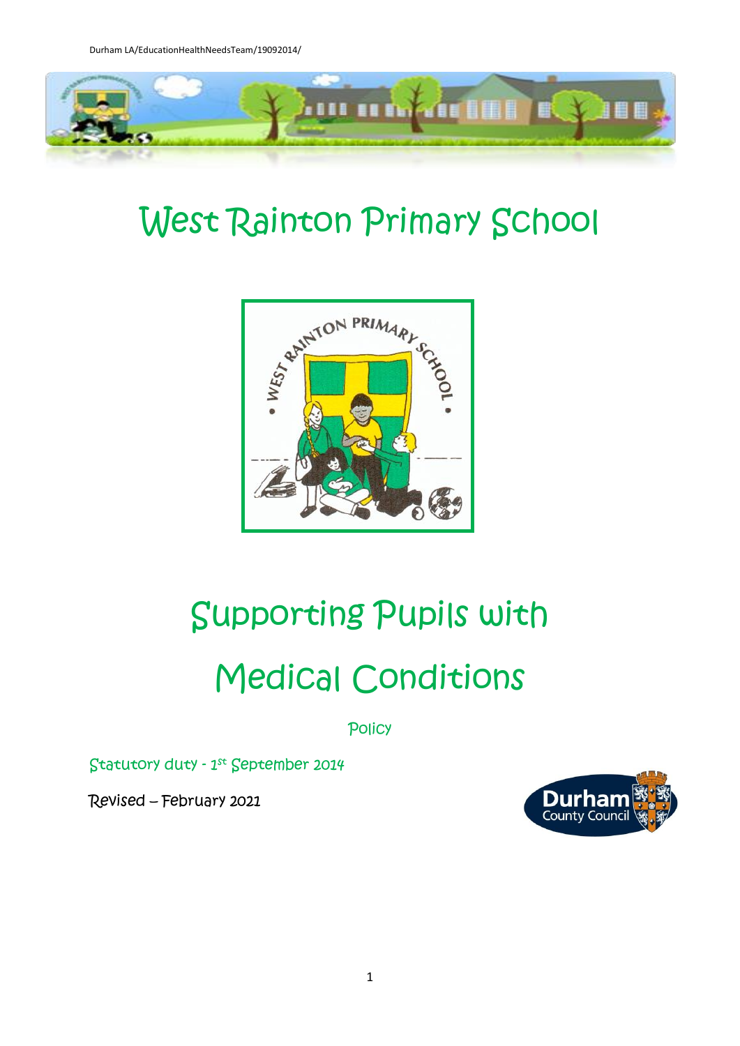# West Rainton Primary School

# Supporting Pupils with Medical Conditions

Policy

Statutory duty - 1st September 2014

Revised – February 2021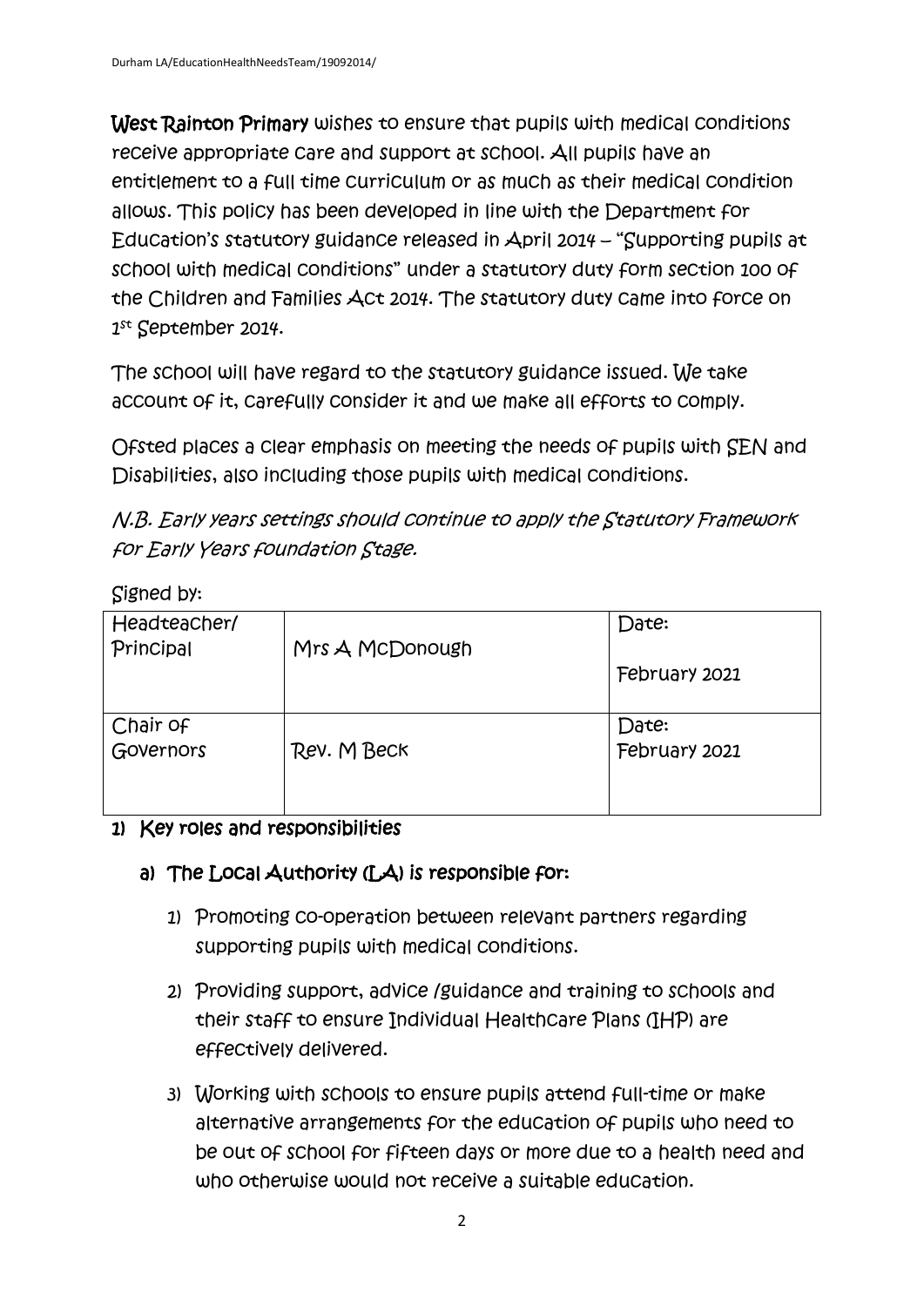**West Rainton Primary** wishes to ensure that pupils with medical conditions receive appropriate care and support at school. All pupils have an entitlement to a full time curriculum or as much as their medical condition allows. This policy has been developed in line with the Department for Education's statutory guidance released in April 2014 – "Supporting pupils at school with medical conditions" under a statutory duty form section 100 of the Children and Families Act 2014. The statutory duty came into force on 1st September 2014.

The school will have regard to the statutory guidance issued. We take account of it, carefully consider it and we make all efforts to comply.

Ofsted places a clear emphasis on meeting the needs of pupils with SEN and Disabilities, also including those pupils with medical conditions.

*N.B. Early years settings should continue to apply the Statutory Framework for Early Years foundation Stage.*

Signed by:

| Headteacher/ Principal | Mrs A McDonough | Date: February 2021 |
|---|---|---|
| Chair of Governors | Rev. M Beck | Date: February 2021 |

## 1) Key roles and responsibilities

### a) The Local Authority (LA) is responsible for:

1) Promoting co-operation between relevant partners regarding supporting pupils with medical conditions.
2) Providing support, advice /guidance and training to schools and their staff to ensure Individual Healthcare Plans (IHP) are effectively delivered.
3) Working with schools to ensure pupils attend full-time or make alternative arrangements for the education of pupils who need to be out of school for fifteen days or more due to a health need and who otherwise would not receive a suitable education.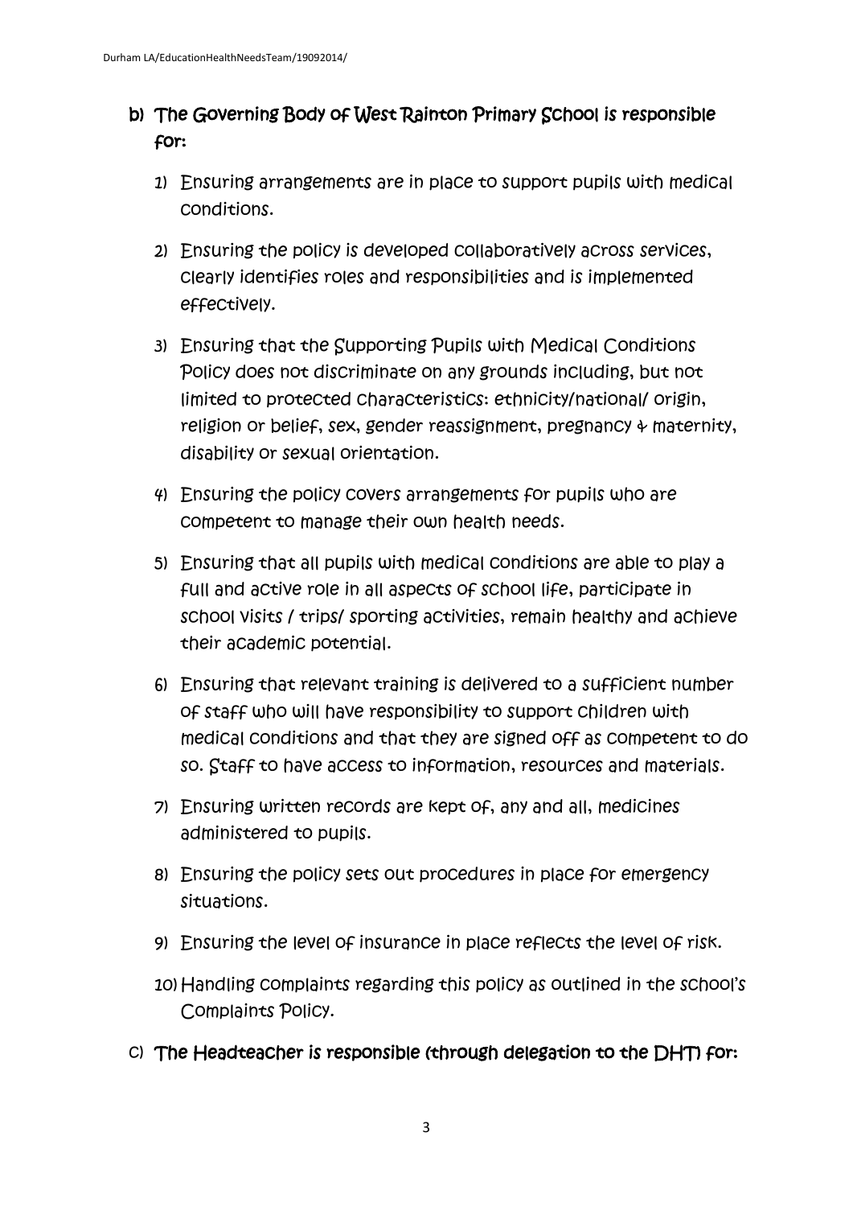## b) The Governing Body of West Rainton Primary School is responsible for:

1) Ensuring arrangements are in place to support pupils with medical conditions.

2) Ensuring the policy is developed collaboratively across services, clearly identifies roles and responsibilities and is implemented effectively.

3) Ensuring that the Supporting Pupils with Medical Conditions Policy does not discriminate on any grounds including, but not limited to protected characteristics: ethnicity/national/ origin, religion or belief, sex, gender reassignment, pregnancy & maternity, disability or sexual orientation.

4) Ensuring the policy covers arrangements for pupils who are competent to manage their own health needs.

5) Ensuring that all pupils with medical conditions are able to play a full and active role in all aspects of school life, participate in school visits / trips/ sporting activities, remain healthy and achieve their academic potential.

6) Ensuring that relevant training is delivered to a sufficient number of staff who will have responsibility to support children with medical conditions and that they are signed off as competent to do so. Staff to have access to information, resources and materials.

7) Ensuring written records are kept of, any and all, medicines administered to pupils.

8) Ensuring the policy sets out procedures in place for emergency situations.

9) Ensuring the level of insurance in place reflects the level of risk.

10) Handling complaints regarding this policy as outlined in the school's Complaints Policy.

## c) The Headteacher is responsible (through delegation to the DHT) for: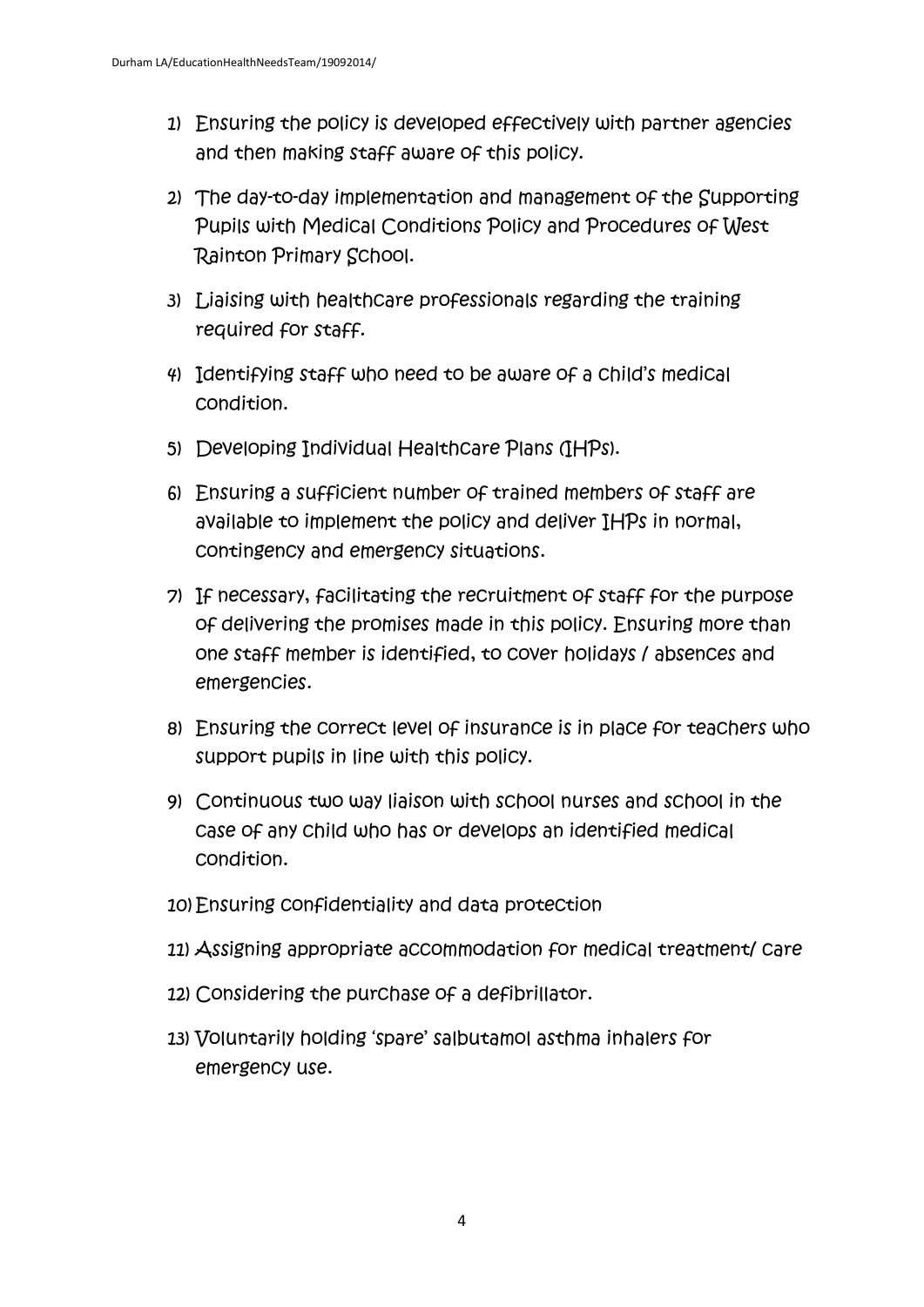1) Ensuring the policy is developed effectively with partner agencies and then making staff aware of this policy.
2) The day-to-day implementation and management of the Supporting Pupils with Medical Conditions Policy and Procedures of West Rainton Primary School.
3) Liaising with healthcare professionals regarding the training required for staff.
4) Identifying staff who need to be aware of a child's medical condition.
5) Developing Individual Healthcare Plans (IHPs).
6) Ensuring a sufficient number of trained members of staff are available to implement the policy and deliver IHPs in normal, contingency and emergency situations.
7) If necessary, facilitating the recruitment of staff for the purpose of delivering the promises made in this policy. Ensuring more than one staff member is identified, to cover holidays / absences and emergencies.
8) Ensuring the correct level of insurance is in place for teachers who support pupils in line with this policy.
9) Continuous two way liaison with school nurses and school in the case of any child who has or develops an identified medical condition.
10) Ensuring confidentiality and data protection
11) Assigning appropriate accommodation for medical treatment/ care
12) Considering the purchase of a defibrillator.
13) Voluntarily holding 'spare' salbutamol asthma inhalers for emergency use.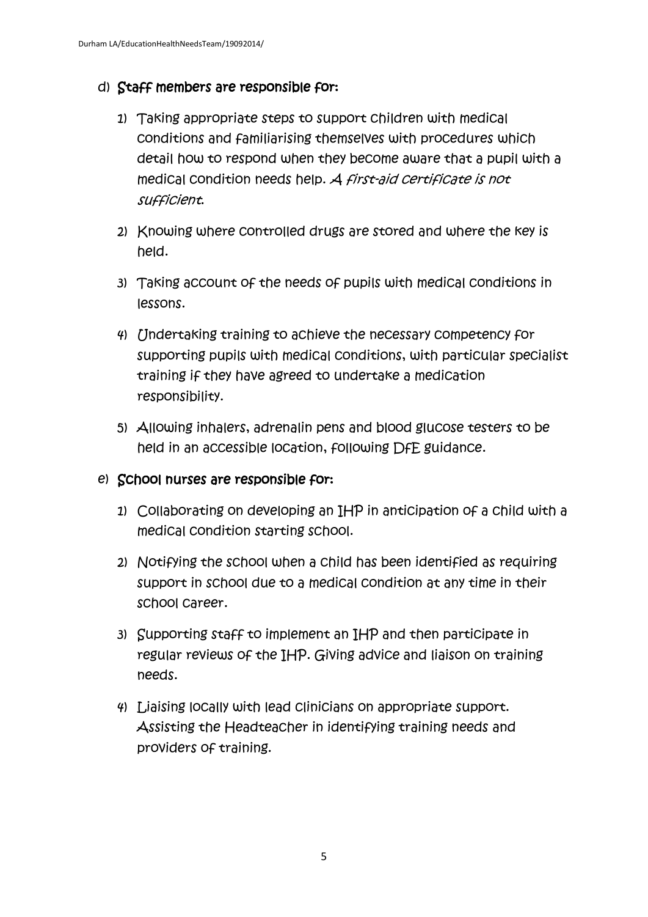d) **Staff members are responsible for:**

   1) Taking appropriate steps to support children with medical conditions and familiarising themselves with procedures which detail how to respond when they become aware that a pupil with a medical condition needs help. *A first-aid certificate is not sufficient.*

   2) Knowing where controlled drugs are stored and where the key is held.

   3) Taking account of the needs of pupils with medical conditions in lessons.

   4) Undertaking training to achieve the necessary competency for supporting pupils with medical conditions, with particular specialist training if they have agreed to undertake a medication responsibility.

   5) Allowing inhalers, adrenalin pens and blood glucose testers to be held in an accessible location, following DfE guidance.

e) **School nurses are responsible for:**

   1) Collaborating on developing an IHP in anticipation of a child with a medical condition starting school.

   2) Notifying the school when a child has been identified as requiring support in school due to a medical condition at any time in their school career.

   3) Supporting staff to implement an IHP and then participate in regular reviews of the IHP. Giving advice and liaison on training needs.

   4) Liaising locally with lead clinicians on appropriate support. Assisting the Headteacher in identifying training needs and providers of training.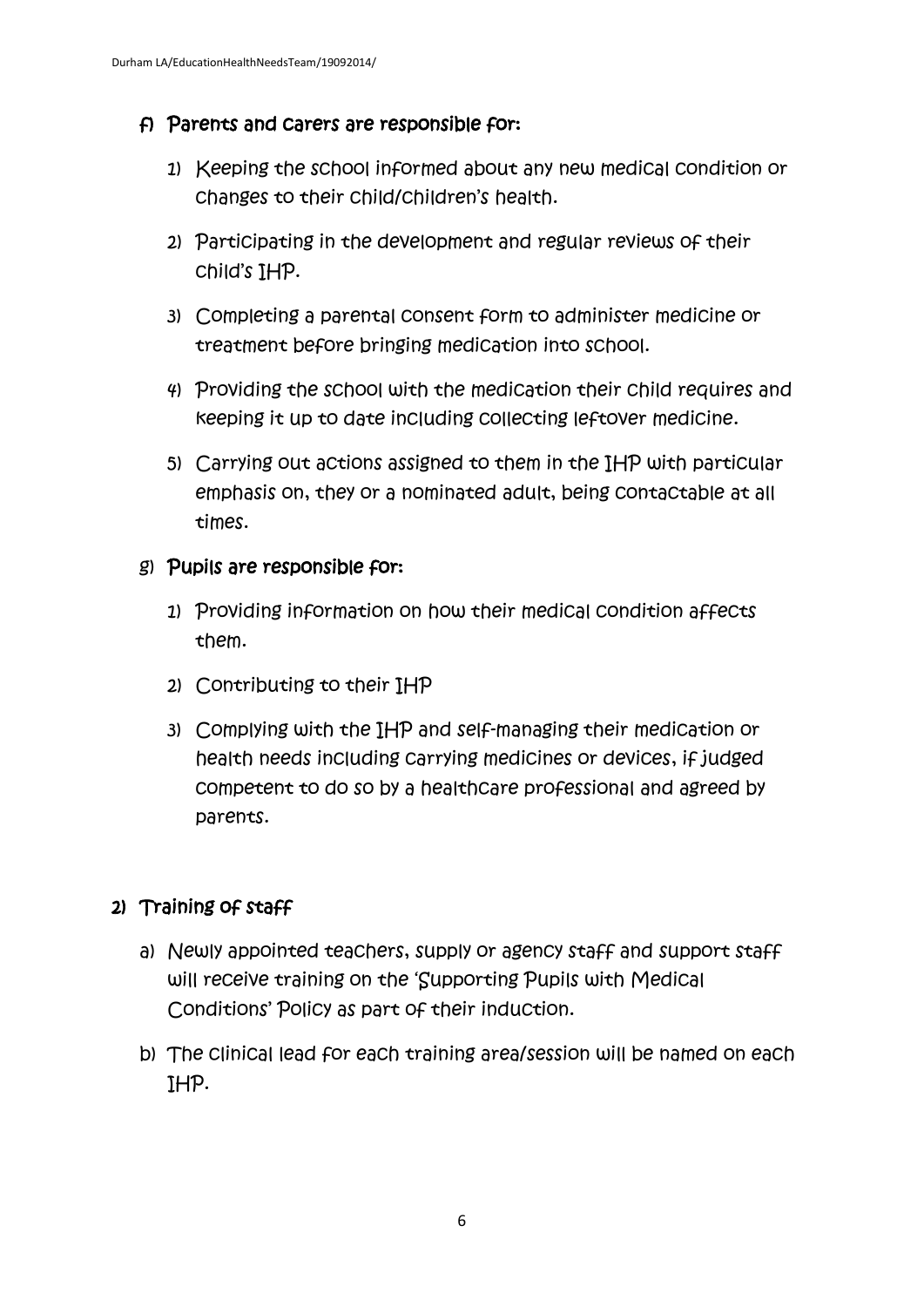f) **Parents and carers are responsible for:**

1) Keeping the school informed about any new medical condition or changes to their child/children's health.

2) Participating in the development and regular reviews of their child's IHP.

3) Completing a parental consent form to administer medicine or treatment before bringing medication into school.

4) Providing the school with the medication their child requires and keeping it up to date including collecting leftover medicine.

5) Carrying out actions assigned to them in the IHP with particular emphasis on, they or a nominated adult, being contactable at all times.

g) **Pupils are responsible for:**

1) Providing information on how their medical condition affects them.

2) Contributing to their IHP

3) Complying with the IHP and self-managing their medication or health needs including carrying medicines or devices, if judged competent to do so by a healthcare professional and agreed by parents.

## 2) Training of staff

a) Newly appointed teachers, supply or agency staff and support staff will receive training on the 'Supporting Pupils with Medical Conditions' Policy as part of their induction.

b) The clinical lead for each training area/session will be named on each IHP.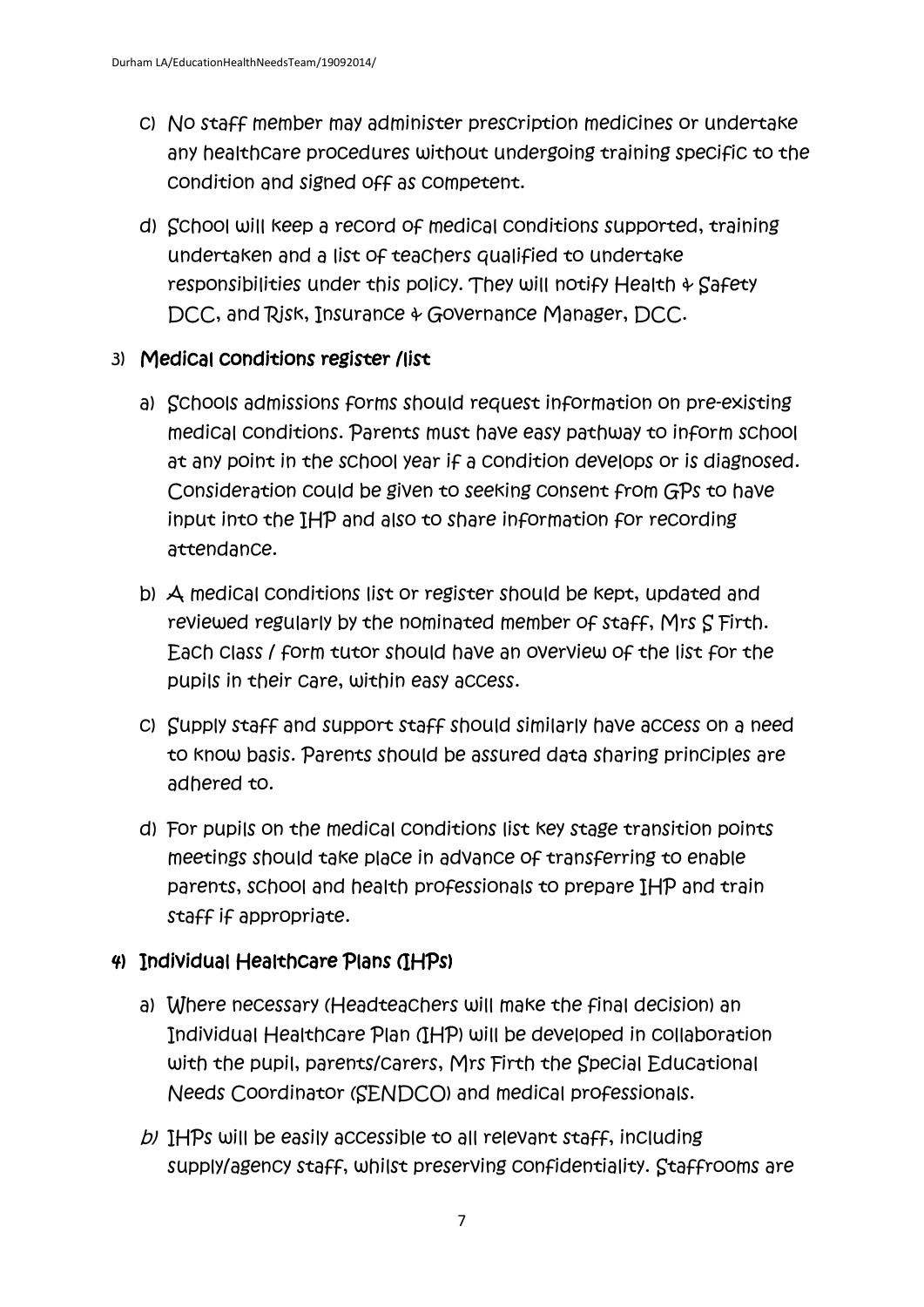c) No staff member may administer prescription medicines or undertake any healthcare procedures without undergoing training specific to the condition and signed off as competent.

d) School will keep a record of medical conditions supported, training undertaken and a list of teachers qualified to undertake responsibilities under this policy. They will notify Health & Safety DCC, and Risk, Insurance & Governance Manager, DCC.

## 3) Medical conditions register /list

a) Schools admissions forms should request information on pre-existing medical conditions. Parents must have easy pathway to inform school at any point in the school year if a condition develops or is diagnosed. Consideration could be given to seeking consent from GPs to have input into the IHP and also to share information for recording attendance.

b) A medical conditions list or register should be kept, updated and reviewed regularly by the nominated member of staff, Mrs S Firth. Each class / form tutor should have an overview of the list for the pupils in their care, within easy access.

c) Supply staff and support staff should similarly have access on a need to know basis. Parents should be assured data sharing principles are adhered to.

d) For pupils on the medical conditions list key stage transition points meetings should take place in advance of transferring to enable parents, school and health professionals to prepare IHP and train staff if appropriate.

## 4) Individual Healthcare Plans (IHPs)

a) Where necessary (Headteachers will make the final decision) an Individual Healthcare Plan (IHP) will be developed in collaboration with the pupil, parents/carers, Mrs Firth the Special Educational Needs Coordinator (SENDCO) and medical professionals.

*b)* IHPs will be easily accessible to all relevant staff, including supply/agency staff, whilst preserving confidentiality. Staffrooms are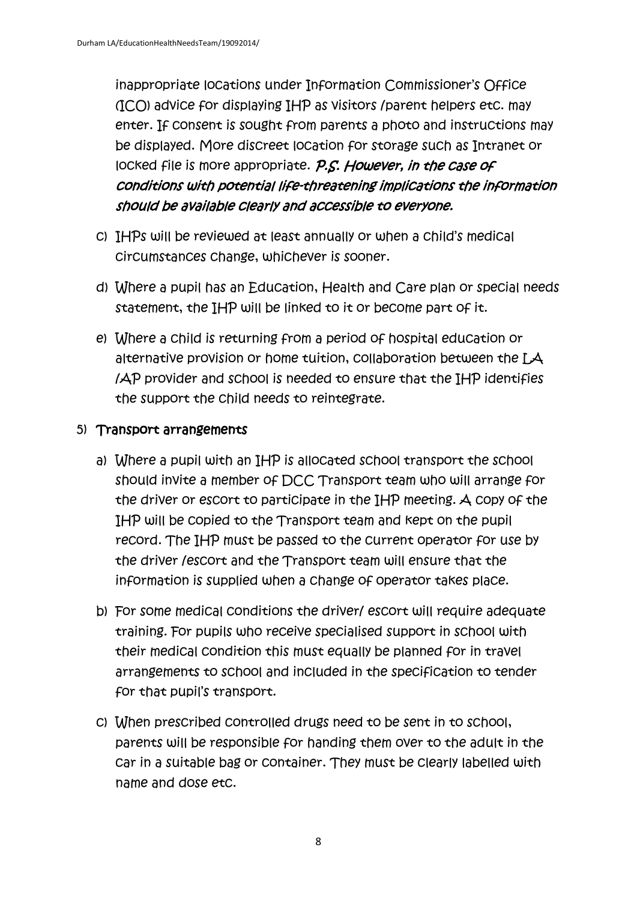inappropriate locations under Information Commissioner's Office (ICO) advice for displaying IHP as visitors /parent helpers etc. may enter. If consent is sought from parents a photo and instructions may be displayed. More discreet location for storage such as Intranet or locked file is more appropriate. ***P.S. However, in the case of conditions with potential life-threatening implications the information should be available clearly and accessible to everyone.***

c) IHPs will be reviewed at least annually or when a child's medical circumstances change, whichever is sooner.

d) Where a pupil has an Education, Health and Care plan or special needs statement, the IHP will be linked to it or become part of it.

e) Where a child is returning from a period of hospital education or alternative provision or home tuition, collaboration between the LA /AP provider and school is needed to ensure that the IHP identifies the support the child needs to reintegrate.

5) Transport arrangements

a) Where a pupil with an IHP is allocated school transport the school should invite a member of DCC Transport team who will arrange for the driver or escort to participate in the IHP meeting. A copy of the IHP will be copied to the Transport team and kept on the pupil record. The IHP must be passed to the current operator for use by the driver /escort and the Transport team will ensure that the information is supplied when a change of operator takes place.

b) For some medical conditions the driver/ escort will require adequate training. For pupils who receive specialised support in school with their medical condition this must equally be planned for in travel arrangements to school and included in the specification to tender for that pupil's transport.

c) When prescribed controlled drugs need to be sent in to school, parents will be responsible for handing them over to the adult in the car in a suitable bag or container. They must be clearly labelled with name and dose etc.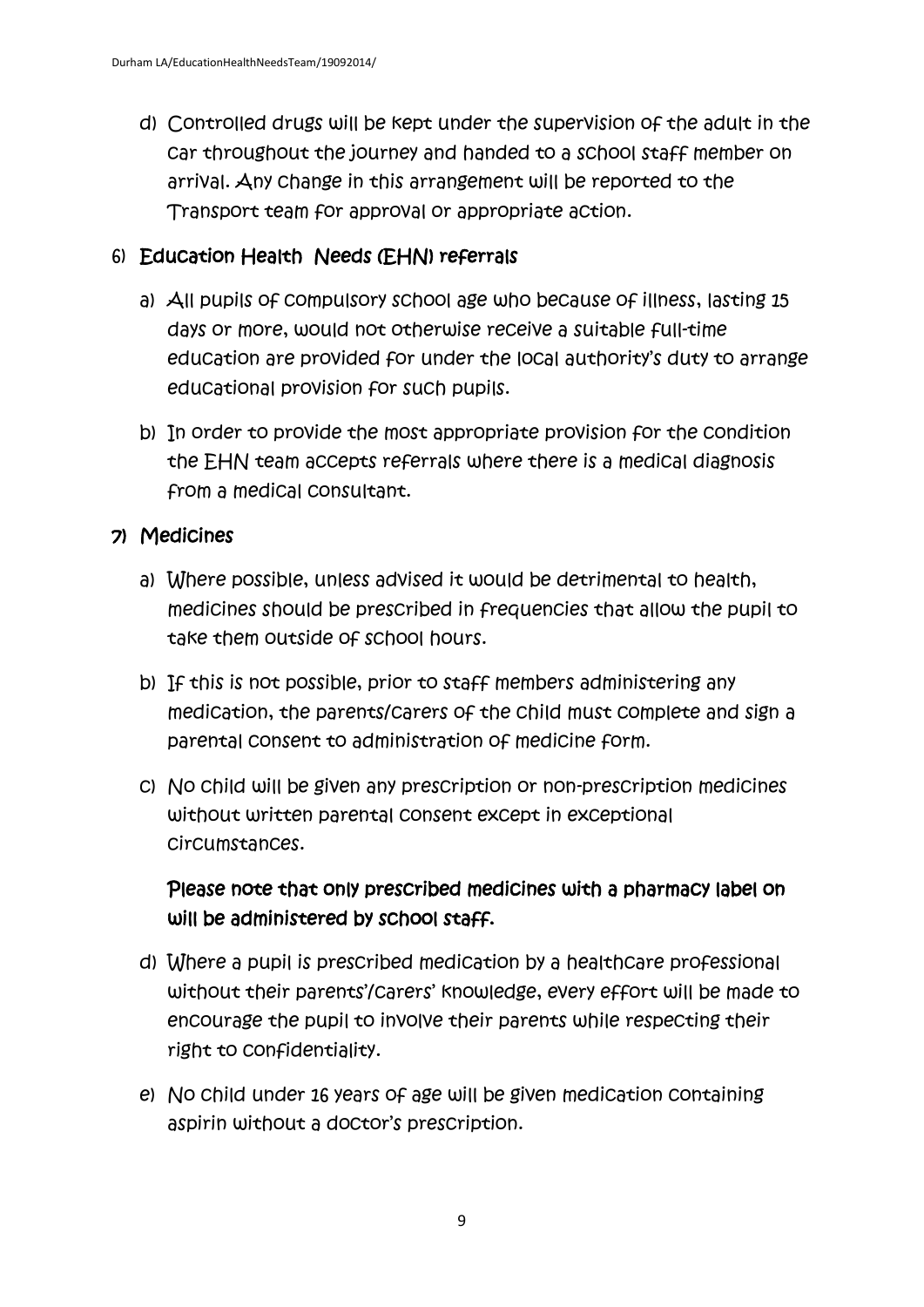d) Controlled drugs will be kept under the supervision of the adult in the car throughout the journey and handed to a school staff member on arrival. Any change in this arrangement will be reported to the Transport team for approval or appropriate action.

## 6) Education Health Needs (EHN) referrals

a) All pupils of compulsory school age who because of illness, lasting 15 days or more, would not otherwise receive a suitable full-time education are provided for under the local authority's duty to arrange educational provision for such pupils.

b) In order to provide the most appropriate provision for the condition the EHN team accepts referrals where there is a medical diagnosis from a medical consultant.

## 7) Medicines

a) Where possible, unless advised it would be detrimental to health, medicines should be prescribed in frequencies that allow the pupil to take them outside of school hours.

b) If this is not possible, prior to staff members administering any medication, the parents/carers of the child must complete and sign a parental consent to administration of medicine form.

c) No child will be given any prescription or non-prescription medicines without written parental consent except in exceptional circumstances.

**Please note that only prescribed medicines with a pharmacy label on will be administered by school staff.**

d) Where a pupil is prescribed medication by a healthcare professional without their parents'/carers' knowledge, every effort will be made to encourage the pupil to involve their parents while respecting their right to confidentiality.

e) No child under 16 years of age will be given medication containing aspirin without a doctor's prescription.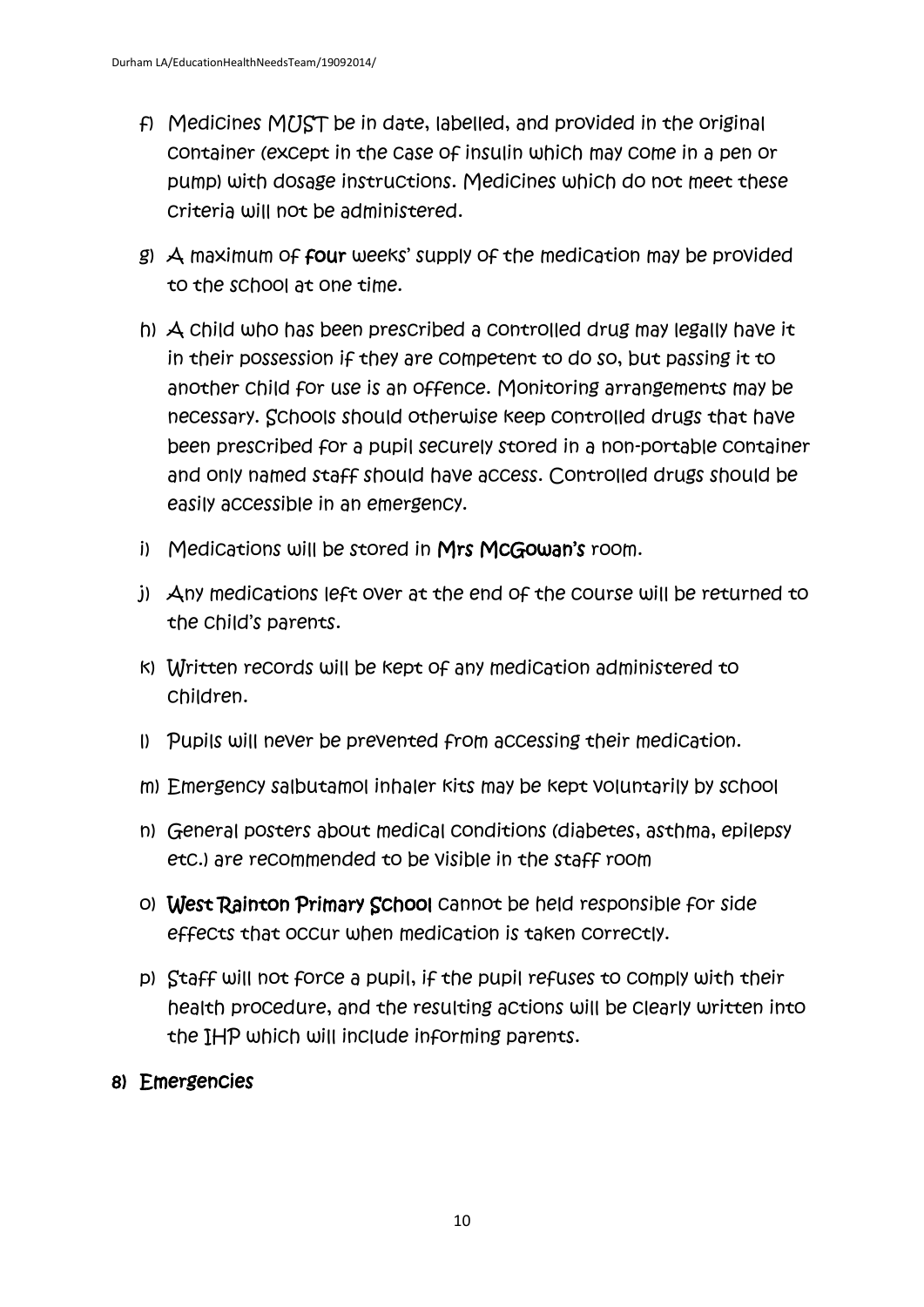f) Medicines MUST be in date, labelled, and provided in the original container (except in the case of insulin which may come in a pen or pump) with dosage instructions. Medicines which do not meet these criteria will not be administered.

g) A maximum of **four** weeks' supply of the medication may be provided to the school at one time.

h) A child who has been prescribed a controlled drug may legally have it in their possession if they are competent to do so, but passing it to another child for use is an offence. Monitoring arrangements may be necessary. Schools should otherwise keep controlled drugs that have been prescribed for a pupil securely stored in a non-portable container and only named staff should have access. Controlled drugs should be easily accessible in an emergency.

i) Medications will be stored in **Mrs McGowan's** room.

j) Any medications left over at the end of the course will be returned to the child's parents.

k) Written records will be kept of any medication administered to children.

l) Pupils will never be prevented from accessing their medication.

m) Emergency salbutamol inhaler kits may be kept voluntarily by school

n) General posters about medical conditions (diabetes, asthma, epilepsy etc.) are recommended to be visible in the staff room

o) **West Rainton Primary School** cannot be held responsible for side effects that occur when medication is taken correctly.

p) Staff will not force a pupil, if the pupil refuses to comply with their health procedure, and the resulting actions will be clearly written into the IHP which will include informing parents.

## 8) Emergencies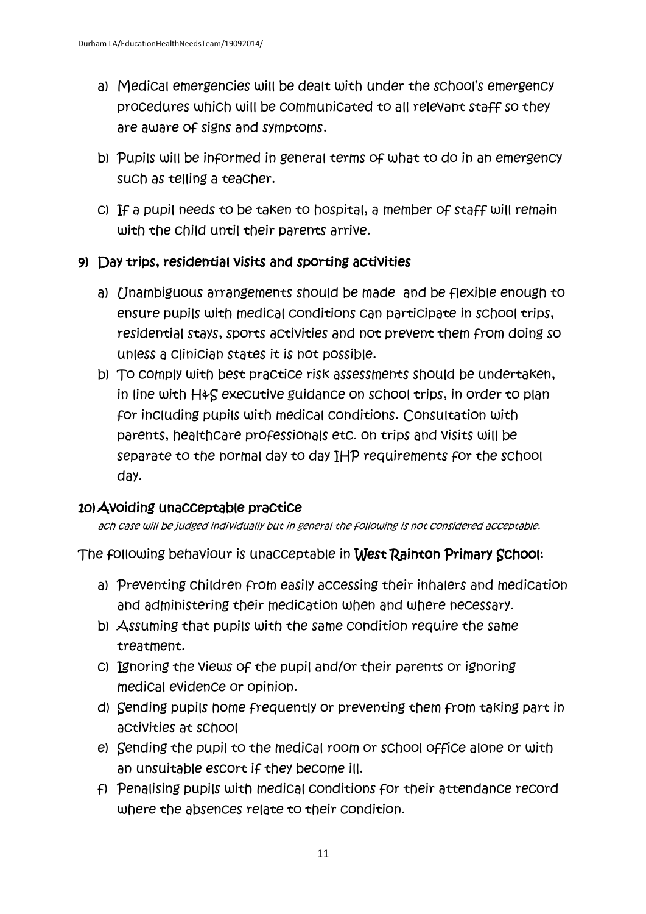a) Medical emergencies will be dealt with under the school's emergency procedures which will be communicated to all relevant staff so they are aware of signs and symptoms.

b) Pupils will be informed in general terms of what to do in an emergency such as telling a teacher.

c) If a pupil needs to be taken to hospital, a member of staff will remain with the child until their parents arrive.

## 9) Day trips, residential visits and sporting activities

a) Unambiguous arrangements should be made and be flexible enough to ensure pupils with medical conditions can participate in school trips, residential stays, sports activities and not prevent them from doing so unless a clinician states it is not possible.

b) To comply with best practice risk assessments should be undertaken, in line with H&S executive guidance on school trips, in order to plan for including pupils with medical conditions. Consultation with parents, healthcare professionals etc. on trips and visits will be separate to the normal day to day IHP requirements for the school day.

## 10) Avoiding unacceptable practice

*ach case will be judged individually but in general the following is not considered acceptable.*

The following behaviour is unacceptable in **West Rainton Primary School**:

a) Preventing children from easily accessing their inhalers and medication and administering their medication when and where necessary.

b) Assuming that pupils with the same condition require the same treatment.

c) Ignoring the views of the pupil and/or their parents or ignoring medical evidence or opinion.

d) Sending pupils home frequently or preventing them from taking part in activities at school

e) Sending the pupil to the medical room or school office alone or with an unsuitable escort if they become ill.

f) Penalising pupils with medical conditions for their attendance record where the absences relate to their condition.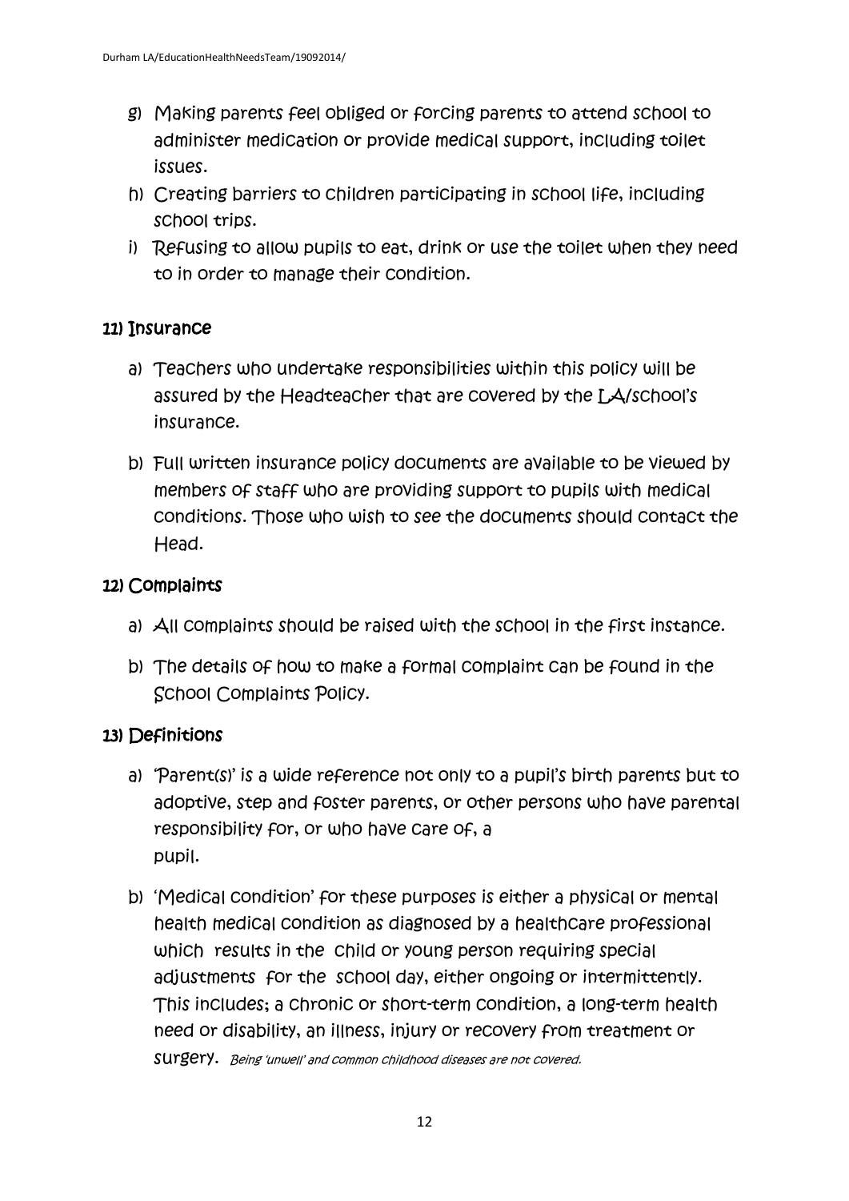g) Making parents feel obliged or forcing parents to attend school to administer medication or provide medical support, including toilet issues.
h) Creating barriers to children participating in school life, including school trips.
i) Refusing to allow pupils to eat, drink or use the toilet when they need to in order to manage their condition.

## 11) Insurance

a) Teachers who undertake responsibilities within this policy will be assured by the Headteacher that are covered by the LA/school's insurance.

b) Full written insurance policy documents are available to be viewed by members of staff who are providing support to pupils with medical conditions. Those who wish to see the documents should contact the Head.

## 12) Complaints

a) All complaints should be raised with the school in the first instance.

b) The details of how to make a formal complaint can be found in the School Complaints Policy.

## 13) Definitions

a) 'Parent(s)' is a wide reference not only to a pupil's birth parents but to adoptive, step and foster parents, or other persons who have parental responsibility for, or who have care of, a pupil.

b) 'Medical condition' for these purposes is either a physical or mental health medical condition as diagnosed by a healthcare professional which results in the child or young person requiring special adjustments for the school day, either ongoing or intermittently. This includes; a chronic or short-term condition, a long-term health need or disability, an illness, injury or recovery from treatment or surgery. *Being 'unwell' and common childhood diseases are not covered.*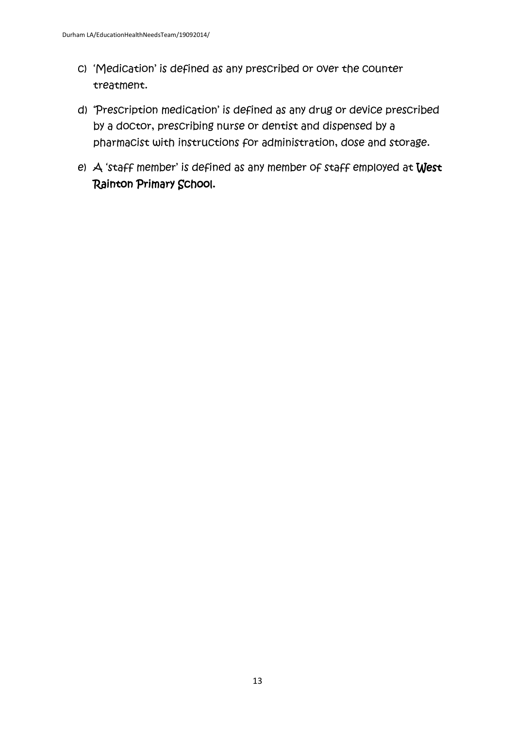c) 'Medication' is defined as any prescribed or over the counter treatment.

d) 'Prescription medication' is defined as any drug or device prescribed by a doctor, prescribing nurse or dentist and dispensed by a pharmacist with instructions for administration, dose and storage.

e) A 'staff member' is defined as any member of staff employed at **West Rainton Primary School.**